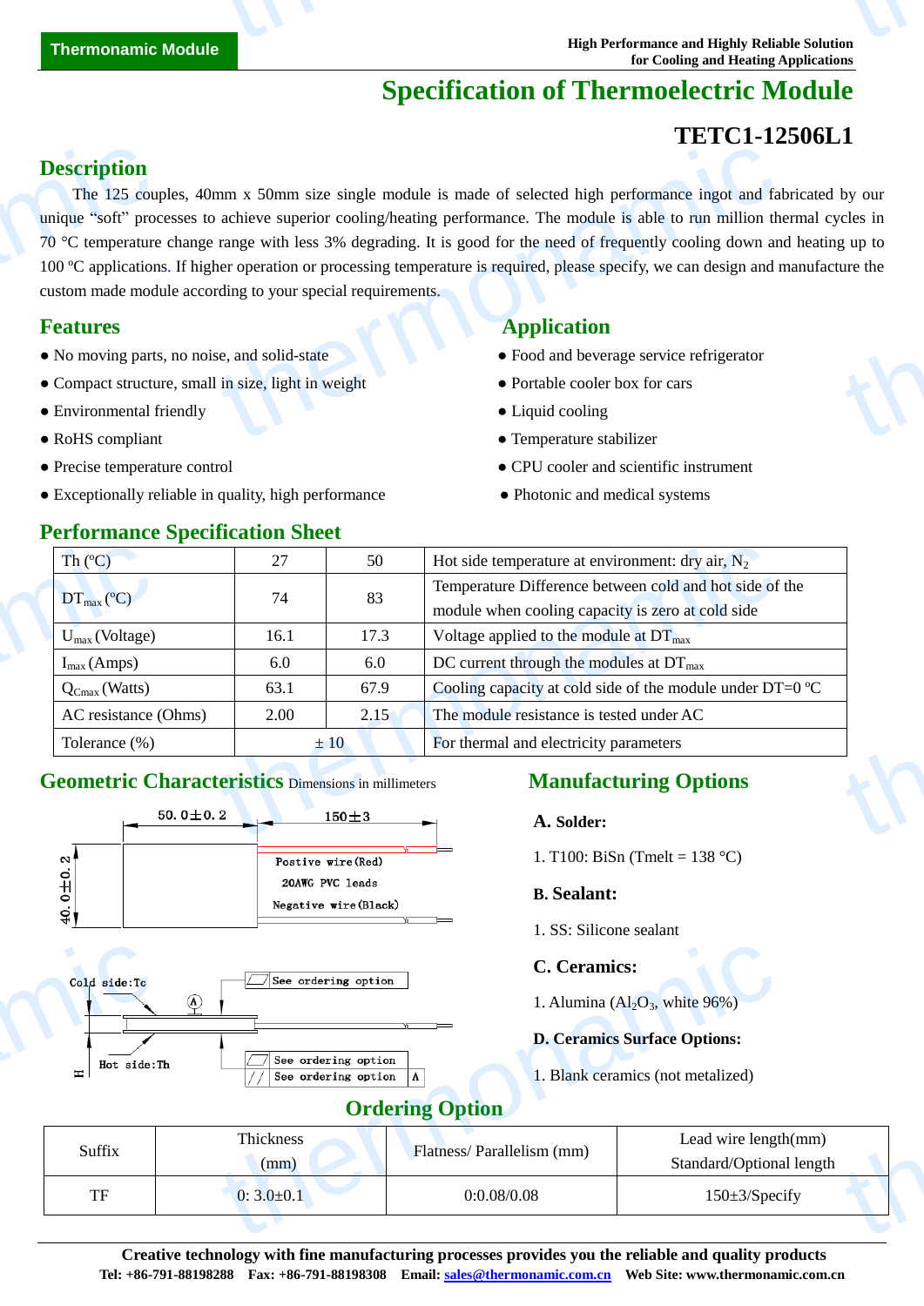Thermonamic Module

High Performance and Highly Reliable Solution for Cooling and Heating Applications

# Specification of Thermoelectric Module

## TETC1-12506L1

## Description

The 125 couples, 40mm x 50mm size single module is made of selected high performance ingot and fabricated by our unique "soft" processes to achieve superior cooling/heating performance. The module is able to run million thermal cycles in 70 °C temperature change range with less 3% degrading. It is good for the need of frequently cooling down and heating up to 100 ºC applications. If higher operation or processing temperature is required, please specify, we can design and manufacture the custom made module according to your special requirements.

## Features

- No moving parts, no noise, and solid-state
- Compact structure, small in size, light in weight
- Environmental friendly
- RoHS compliant
- Precise temperature control
- Exceptionally reliable in quality, high performance

## Application

- Food and beverage service refrigerator
- Portable cooler box for cars
- Liquid cooling
- Temperature stabilizer
- CPU cooler and scientific instrument
- Photonic and medical systems

## Performance Specification Sheet

| Th (ºC) | 27 | 50 | Hot side temperature at environment: dry air, $N_2$ |
|---|---|---|---|
| $DT_{max}$ (ºC) | 74 | 83 | Temperature Difference between cold and hot side of the module when cooling capacity is zero at cold side |
| $U_{max}$ (Voltage) | 16.1 | 17.3 | Voltage applied to the module at $DT_{max}$ |
| $I_{max}$ (Amps) | 6.0 | 6.0 | DC current through the modules at $DT_{max}$ |
| $Q_{Cmax}$ (Watts) | 63.1 | 67.9 | Cooling capacity at cold side of the module under DT=0 ºC |
| AC resistance (Ohms) | 2.00 | 2.15 | The module resistance is tested under AC |
| Tolerance (%) | ± 10 | | For thermal and electricity parameters |

## Geometric Characteristics Dimensions in millimeters

50.0±0.2 &nbsp; 150±3 &nbsp; 40.0±0.2

Postive wire(Red)
20AWG PVC leads
Negative wire(Black)

Cold side:Tc
Hot side:Th
H
See ordering option
See ordering option
See ordering option A

## Manufacturing Options

**A. Solder:**

1. T100: BiSn (Tmelt = 138 °C)

**B. Sealant:**

1. SS: Silicone sealant

**C. Ceramics:**

1. Alumina ($Al_2O_3$, white 96%)

**D. Ceramics Surface Options:**

1. Blank ceramics (not metalized)

## Ordering Option

| Suffix | Thickness (mm) | Flatness/ Parallelism (mm) | Lead wire length(mm) Standard/Optional length |
|---|---|---|---|
| TF | 0: 3.0±0.1 | 0:0.08/0.08 | 150±3/Specify |

**Creative technology with fine manufacturing processes provides you the reliable and quality products**

**Tel: +86-791-88198288 Fax: +86-791-88198308 Email: sales@thermonamic.com.cn Web Site: www.thermonamic.com.cn**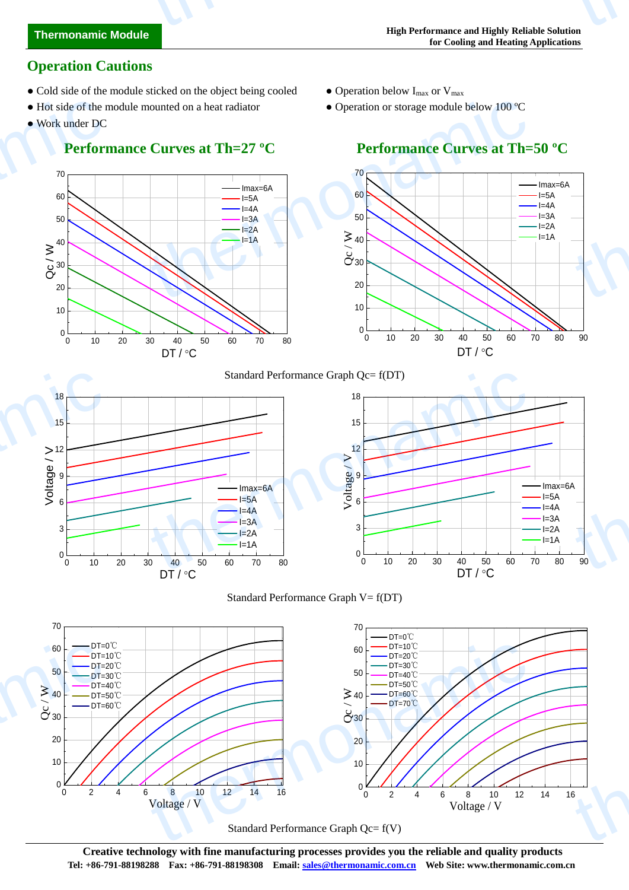## Operation Cautions

- Cold side of the module sticked on the object being cooled
- Hot side of the module mounted on a heat radiator
- Work under DC
- Operation below $I_{max}$ or $V_{max}$
- Operation or storage module below 100 ºC

### Performance Curves at Th=27 ºC

### Performance Curves at Th=50 ºC

Standard Performance Graph Qc= f(DT)

Standard Performance Graph V= f(DT)

Standard Performance Graph Qc= f(V)

**Creative technology with fine manufacturing processes provides you the reliable and quality products**

**Tel: +86-791-88198288 Fax: +86-791-88198308 Email: sales@thermonamic.com.cn Web Site: www.thermonamic.com.cn**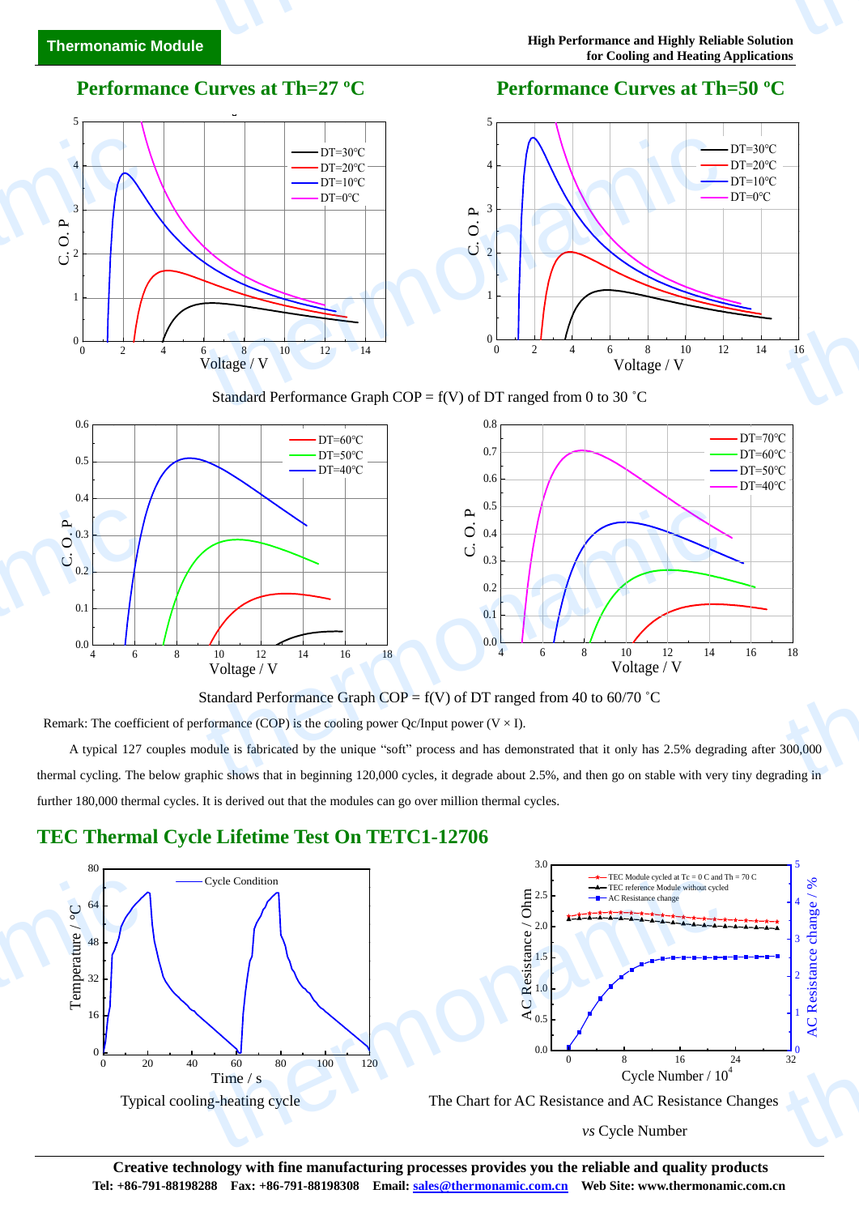## Performance Curves at Th=27 ºC

C. O. P

Voltage / V

DT=30℃
DT=20℃
DT=10℃
DT=0℃

## Performance Curves at Th=50 ºC

C. O. P

Voltage / V

DT=30℃
DT=20℃
DT=10℃
DT=0℃

Standard Performance Graph COP = f(V) of DT ranged from 0 to 30 ˚C

C. O. P

Voltage / V

DT=60℃
DT=50℃
DT=40℃

C. O. P

Voltage / V

DT=70℃
DT=60℃
DT=50℃
DT=40℃

Standard Performance Graph COP = f(V) of DT ranged from 40 to 60/70 ˚C

Remark: The coefficient of performance (COP) is the cooling power Qc/Input power (V × I).

A typical 127 couples module is fabricated by the unique "soft" process and has demonstrated that it only has 2.5% degrading after 300,000 thermal cycling. The below graphic shows that in beginning 120,000 cycles, it degrade about 2.5%, and then go on stable with very tiny degrading in further 180,000 thermal cycles. It is derived out that the modules can go over million thermal cycles.

## TEC Thermal Cycle Lifetime Test On TETC1-12706

Temperature / °C

Time / s

Cycle Condition

Typical cooling-heating cycle

AC Resistance / Ohm

AC Resistance change / %

Cycle Number / $10^4$

TEC Module cycled at Tc = 0 C and Th = 70 C
TEC reference Module without cycled
AC Resistance change

The Chart for AC Resistance and AC Resistance Changes *vs* Cycle Number

**Creative technology with fine manufacturing processes provides you the reliable and quality products**
**Tel: +86-791-88198288 Fax: +86-791-88198308 Email: sales@thermonamic.com.cn Web Site: www.thermonamic.com.cn**